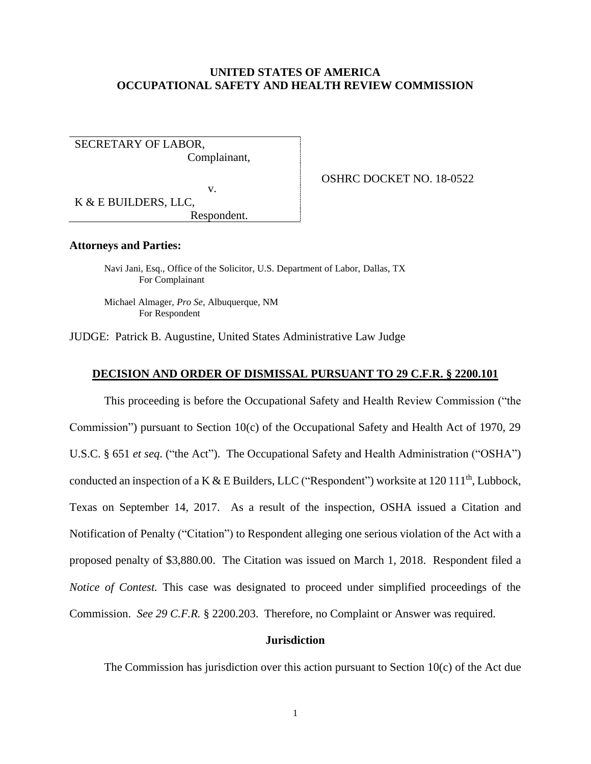**UNITED STATES OF AMERICA**
**OCCUPATIONAL SAFETY AND HEALTH REVIEW COMMISSION**

| | |
|---|---|
| SECRETARY OF LABOR,<br>Complainant,<br><br>v.<br><br>K & E BUILDERS, LLC,<br>Respondent. | OSHRC DOCKET NO. 18-0522 |

**Attorneys and Parties:**

Navi Jani, Esq., Office of the Solicitor, U.S. Department of Labor, Dallas, TX
For Complainant

Michael Almager, *Pro Se*, Albuquerque, NM
For Respondent

JUDGE: Patrick B. Augustine, United States Administrative Law Judge

## DECISION AND ORDER OF DISMISSAL PURSUANT TO 29 C.F.R. § 2200.101

This proceeding is before the Occupational Safety and Health Review Commission ("the Commission") pursuant to Section 10(c) of the Occupational Safety and Health Act of 1970, 29 U.S.C. § 651 *et seq*. ("the Act"). The Occupational Safety and Health Administration ("OSHA") conducted an inspection of a K & E Builders, LLC ("Respondent") worksite at 120 111th, Lubbock, Texas on September 14, 2017. As a result of the inspection, OSHA issued a Citation and Notification of Penalty ("Citation") to Respondent alleging one serious violation of the Act with a proposed penalty of $3,880.00. The Citation was issued on March 1, 2018. Respondent filed a *Notice of Contest.* This case was designated to proceed under simplified proceedings of the Commission. *See 29 C.F.R.* § 2200.203. Therefore, no Complaint or Answer was required.

### Jurisdiction

The Commission has jurisdiction over this action pursuant to Section 10(c) of the Act due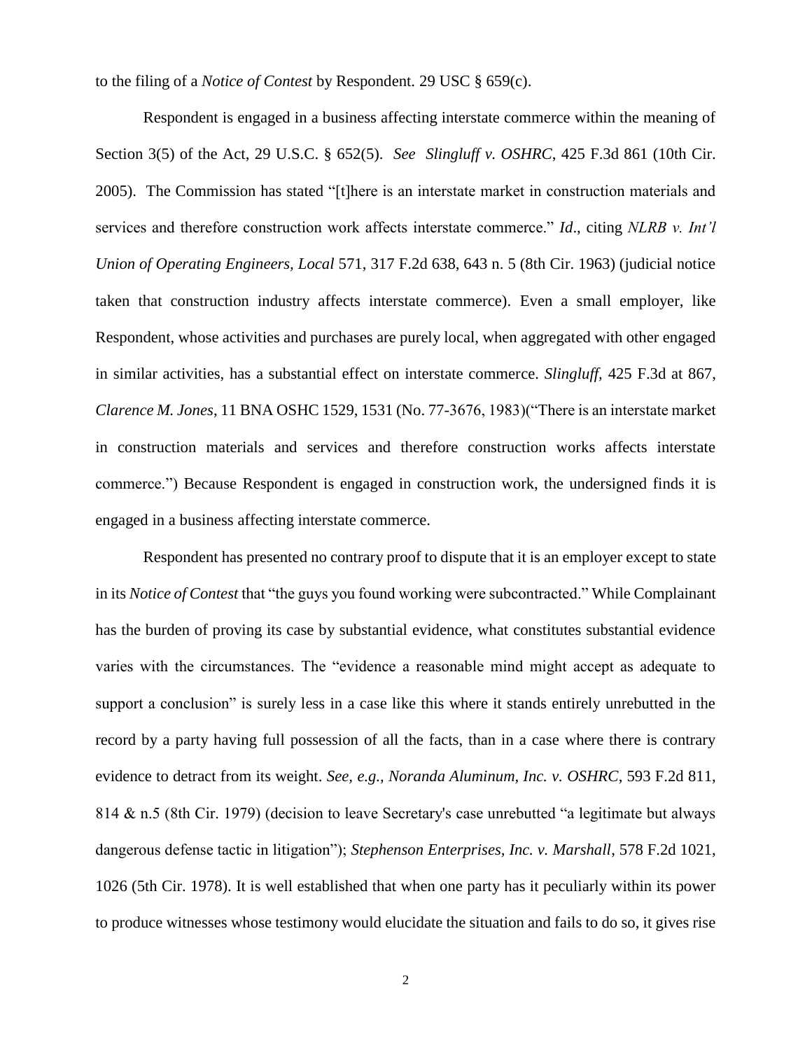to the filing of a *Notice of Contest* by Respondent. 29 USC § 659(c).

Respondent is engaged in a business affecting interstate commerce within the meaning of Section 3(5) of the Act, 29 U.S.C. § 652(5). *See Slingluff v. OSHRC*, 425 F.3d 861 (10th Cir. 2005). The Commission has stated "[t]here is an interstate market in construction materials and services and therefore construction work affects interstate commerce." *Id*., citing *NLRB v. Int'l Union of Operating Engineers, Local* 571, 317 F.2d 638, 643 n. 5 (8th Cir. 1963) (judicial notice taken that construction industry affects interstate commerce). Even a small employer, like Respondent, whose activities and purchases are purely local, when aggregated with other engaged in similar activities, has a substantial effect on interstate commerce. *Slingluff,* 425 F.3d at 867, *Clarence M. Jones*, 11 BNA OSHC 1529, 1531 (No. 77-3676, 1983)("There is an interstate market in construction materials and services and therefore construction works affects interstate commerce.") Because Respondent is engaged in construction work, the undersigned finds it is engaged in a business affecting interstate commerce.

Respondent has presented no contrary proof to dispute that it is an employer except to state in its *Notice of Contest* that "the guys you found working were subcontracted." While Complainant has the burden of proving its case by substantial evidence, what constitutes substantial evidence varies with the circumstances. The "evidence a reasonable mind might accept as adequate to support a conclusion" is surely less in a case like this where it stands entirely unrebutted in the record by a party having full possession of all the facts, than in a case where there is contrary evidence to detract from its weight. *See, e.g., Noranda Aluminum, Inc. v. OSHRC*, 593 F.2d 811, 814 & n.5 (8th Cir. 1979) (decision to leave Secretary's case unrebutted "a legitimate but always dangerous defense tactic in litigation"); *Stephenson Enterprises, Inc. v. Marshall*, 578 F.2d 1021, 1026 (5th Cir. 1978). It is well established that when one party has it peculiarly within its power to produce witnesses whose testimony would elucidate the situation and fails to do so, it gives rise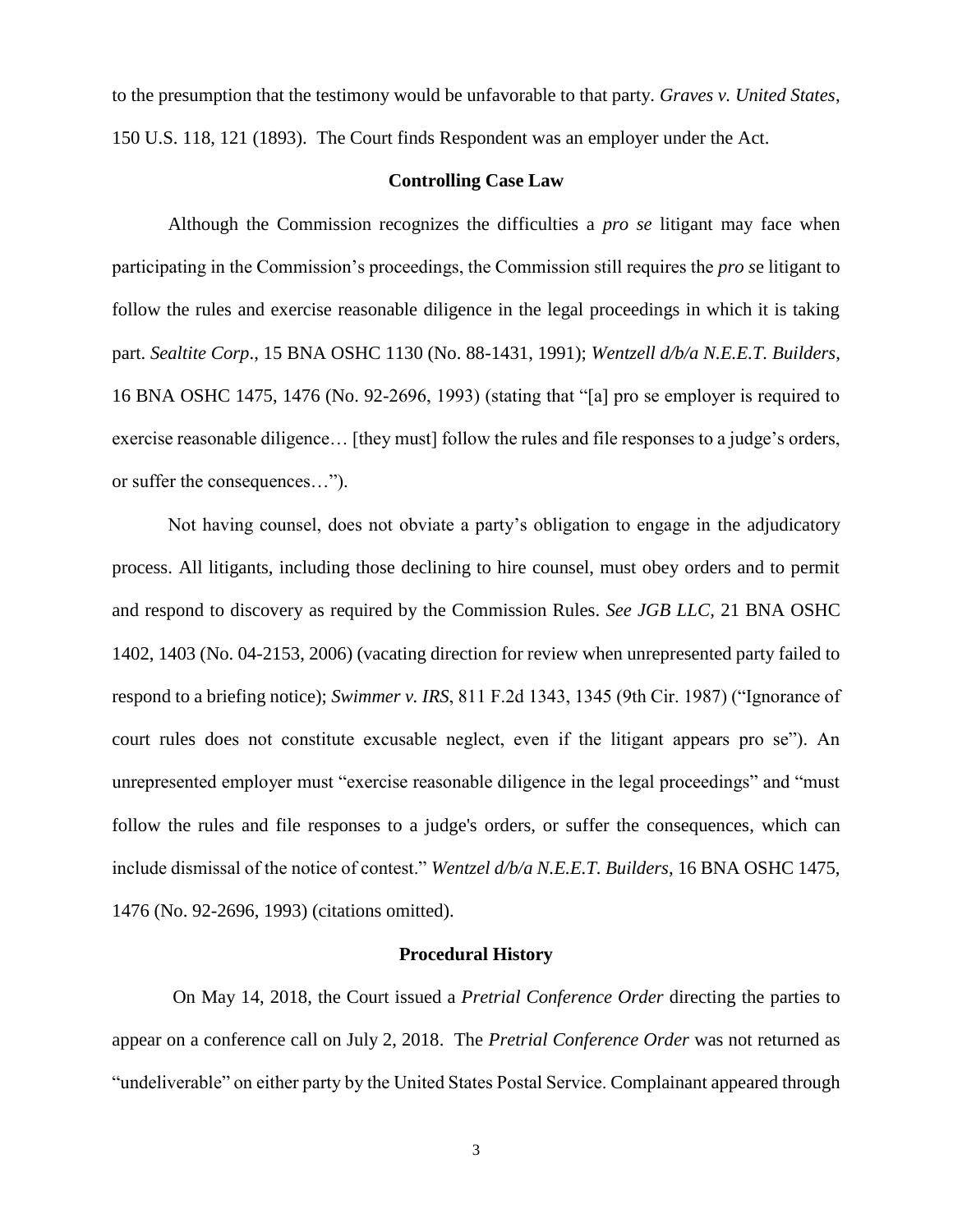to the presumption that the testimony would be unfavorable to that party. *Graves v. United States*, 150 U.S. 118, 121 (1893). The Court finds Respondent was an employer under the Act.

**Controlling Case Law**

Although the Commission recognizes the difficulties a *pro se* litigant may face when participating in the Commission's proceedings, the Commission still requires the *pro se* litigant to follow the rules and exercise reasonable diligence in the legal proceedings in which it is taking part. *Sealtite Corp*., 15 BNA OSHC 1130 (No. 88-1431, 1991); *Wentzell d/b/a N.E.E.T. Builders*, 16 BNA OSHC 1475, 1476 (No. 92-2696, 1993) (stating that "[a] pro se employer is required to exercise reasonable diligence… [they must] follow the rules and file responses to a judge's orders, or suffer the consequences…").

Not having counsel, does not obviate a party's obligation to engage in the adjudicatory process. All litigants, including those declining to hire counsel, must obey orders and to permit and respond to discovery as required by the Commission Rules. *See JGB LLC*, 21 BNA OSHC 1402, 1403 (No. 04-2153, 2006) (vacating direction for review when unrepresented party failed to respond to a briefing notice); *Swimmer v. IRS*, 811 F.2d 1343, 1345 (9th Cir. 1987) ("Ignorance of court rules does not constitute excusable neglect, even if the litigant appears pro se"). An unrepresented employer must "exercise reasonable diligence in the legal proceedings" and "must follow the rules and file responses to a judge's orders, or suffer the consequences, which can include dismissal of the notice of contest." *Wentzel d/b/a N.E.E.T. Builders*, 16 BNA OSHC 1475, 1476 (No. 92-2696, 1993) (citations omitted).

**Procedural History**

On May 14, 2018, the Court issued a *Pretrial Conference Order* directing the parties to appear on a conference call on July 2, 2018. The *Pretrial Conference Order* was not returned as "undeliverable" on either party by the United States Postal Service. Complainant appeared through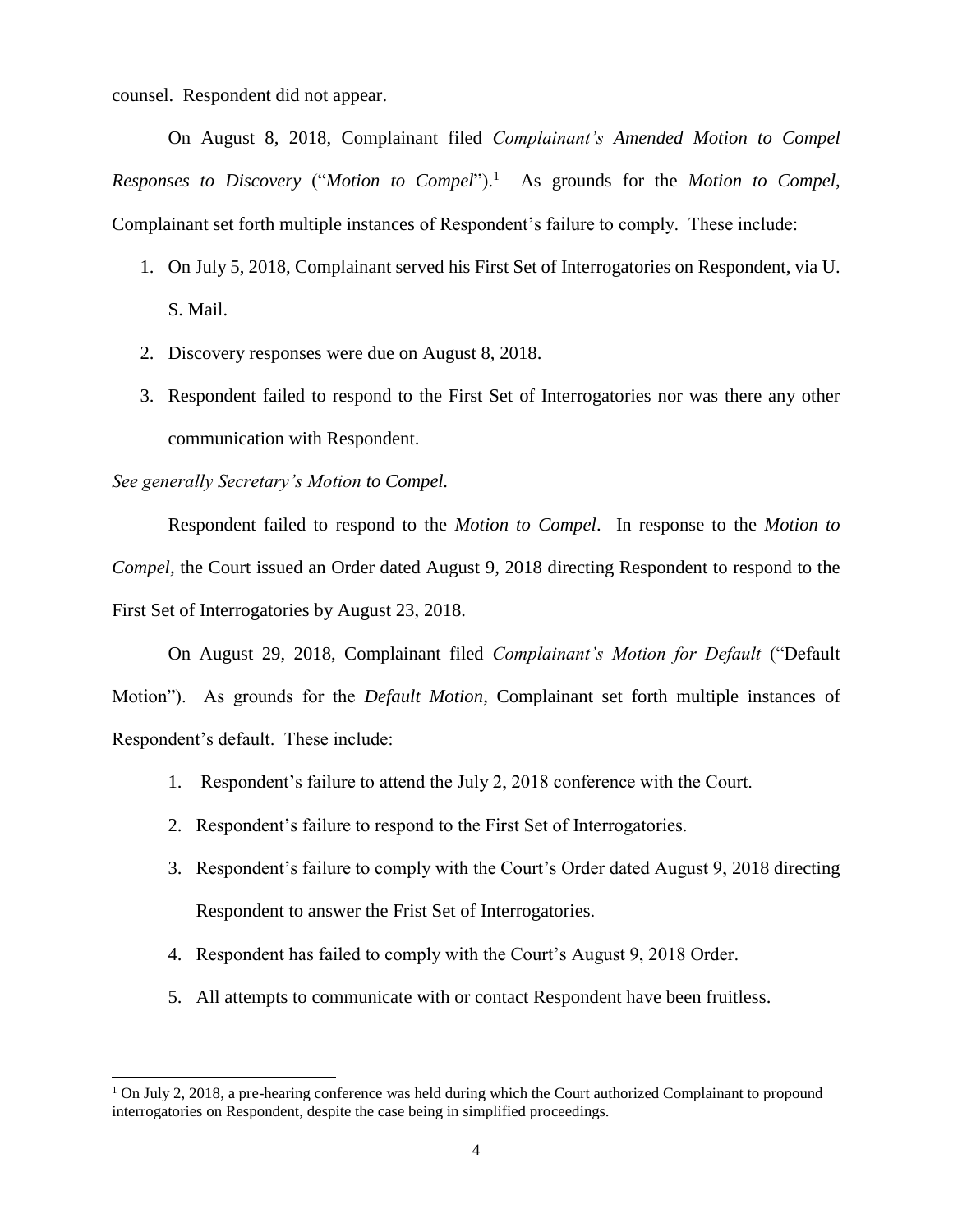counsel. Respondent did not appear.

On August 8, 2018, Complainant filed *Complainant's Amended Motion to Compel Responses to Discovery* ("*Motion to Compel*").[1] As grounds for the *Motion to Compel*, Complainant set forth multiple instances of Respondent's failure to comply. These include:

1. On July 5, 2018, Complainant served his First Set of Interrogatories on Respondent, via U. S. Mail.
2. Discovery responses were due on August 8, 2018.
3. Respondent failed to respond to the First Set of Interrogatories nor was there any other communication with Respondent.

*See generally Secretary's Motion to Compel.*

Respondent failed to respond to the *Motion to Compel*. In response to the *Motion to Compel*, the Court issued an Order dated August 9, 2018 directing Respondent to respond to the First Set of Interrogatories by August 23, 2018.

On August 29, 2018, Complainant filed *Complainant's Motion for Default* ("Default Motion"). As grounds for the *Default Motion*, Complainant set forth multiple instances of Respondent's default. These include:

1. Respondent's failure to attend the July 2, 2018 conference with the Court.
2. Respondent's failure to respond to the First Set of Interrogatories.
3. Respondent's failure to comply with the Court's Order dated August 9, 2018 directing Respondent to answer the Frist Set of Interrogatories.
4. Respondent has failed to comply with the Court's August 9, 2018 Order.
5. All attempts to communicate with or contact Respondent have been fruitless.

[1] On July 2, 2018, a pre-hearing conference was held during which the Court authorized Complainant to propound interrogatories on Respondent, despite the case being in simplified proceedings.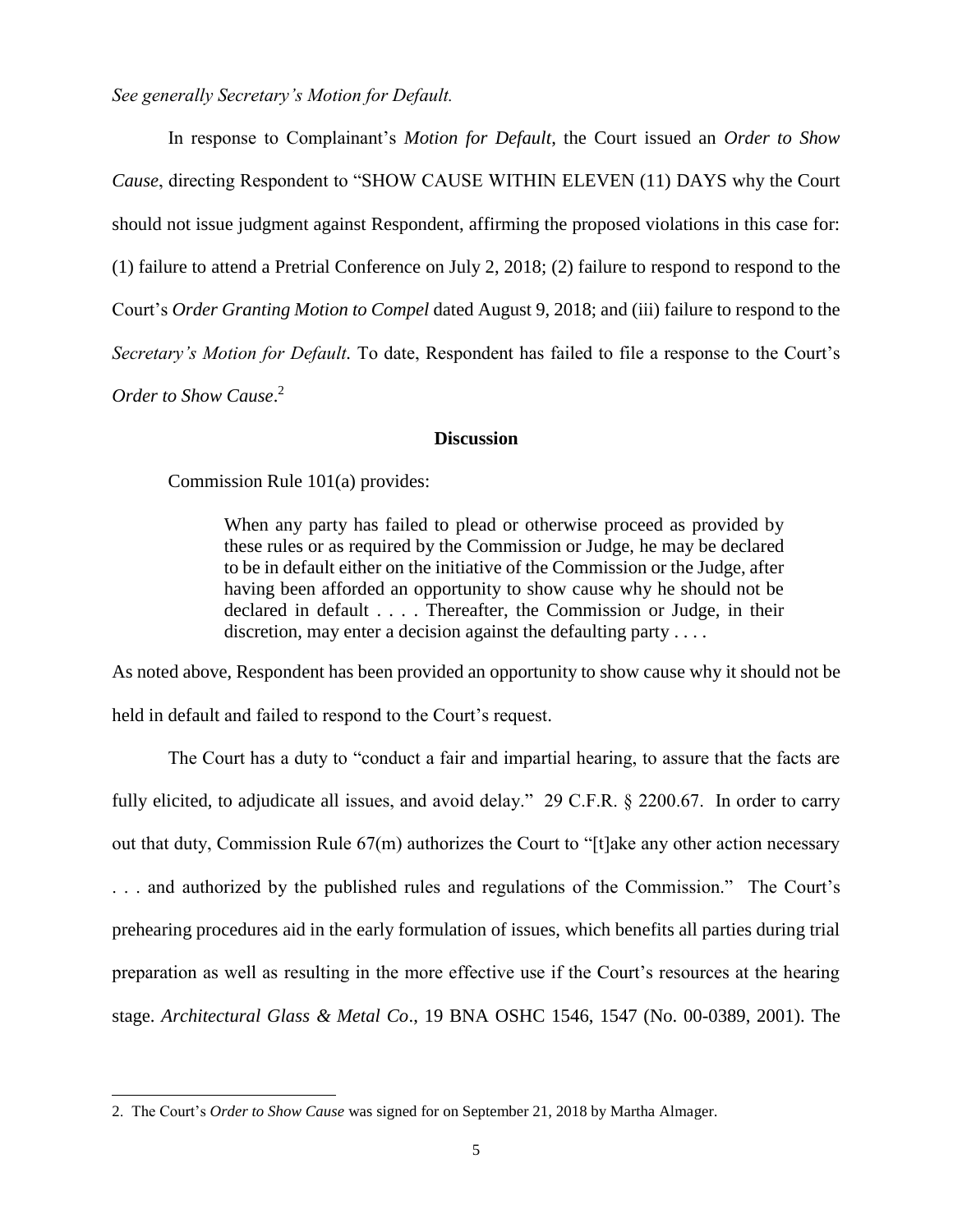*See generally Secretary's Motion for Default.*

In response to Complainant's *Motion for Default*, the Court issued an *Order to Show Cause*, directing Respondent to "SHOW CAUSE WITHIN ELEVEN (11) DAYS why the Court should not issue judgment against Respondent, affirming the proposed violations in this case for: (1) failure to attend a Pretrial Conference on July 2, 2018; (2) failure to respond to respond to the Court's *Order Granting Motion to Compel* dated August 9, 2018; and (iii) failure to respond to the *Secretary's Motion for Default*. To date, Respondent has failed to file a response to the Court's *Order to Show Cause*.[2]

**Discussion**

Commission Rule 101(a) provides:

> When any party has failed to plead or otherwise proceed as provided by these rules or as required by the Commission or Judge, he may be declared to be in default either on the initiative of the Commission or the Judge, after having been afforded an opportunity to show cause why he should not be declared in default . . . . Thereafter, the Commission or Judge, in their discretion, may enter a decision against the defaulting party . . . .

As noted above, Respondent has been provided an opportunity to show cause why it should not be held in default and failed to respond to the Court's request.

The Court has a duty to "conduct a fair and impartial hearing, to assure that the facts are fully elicited, to adjudicate all issues, and avoid delay." 29 C.F.R. § 2200.67. In order to carry out that duty, Commission Rule 67(m) authorizes the Court to "[t]ake any other action necessary . . . and authorized by the published rules and regulations of the Commission." The Court's prehearing procedures aid in the early formulation of issues, which benefits all parties during trial preparation as well as resulting in the more effective use if the Court's resources at the hearing stage. *Architectural Glass & Metal Co*., 19 BNA OSHC 1546, 1547 (No. 00-0389, 2001). The

---

2. The Court's *Order to Show Cause* was signed for on September 21, 2018 by Martha Almager.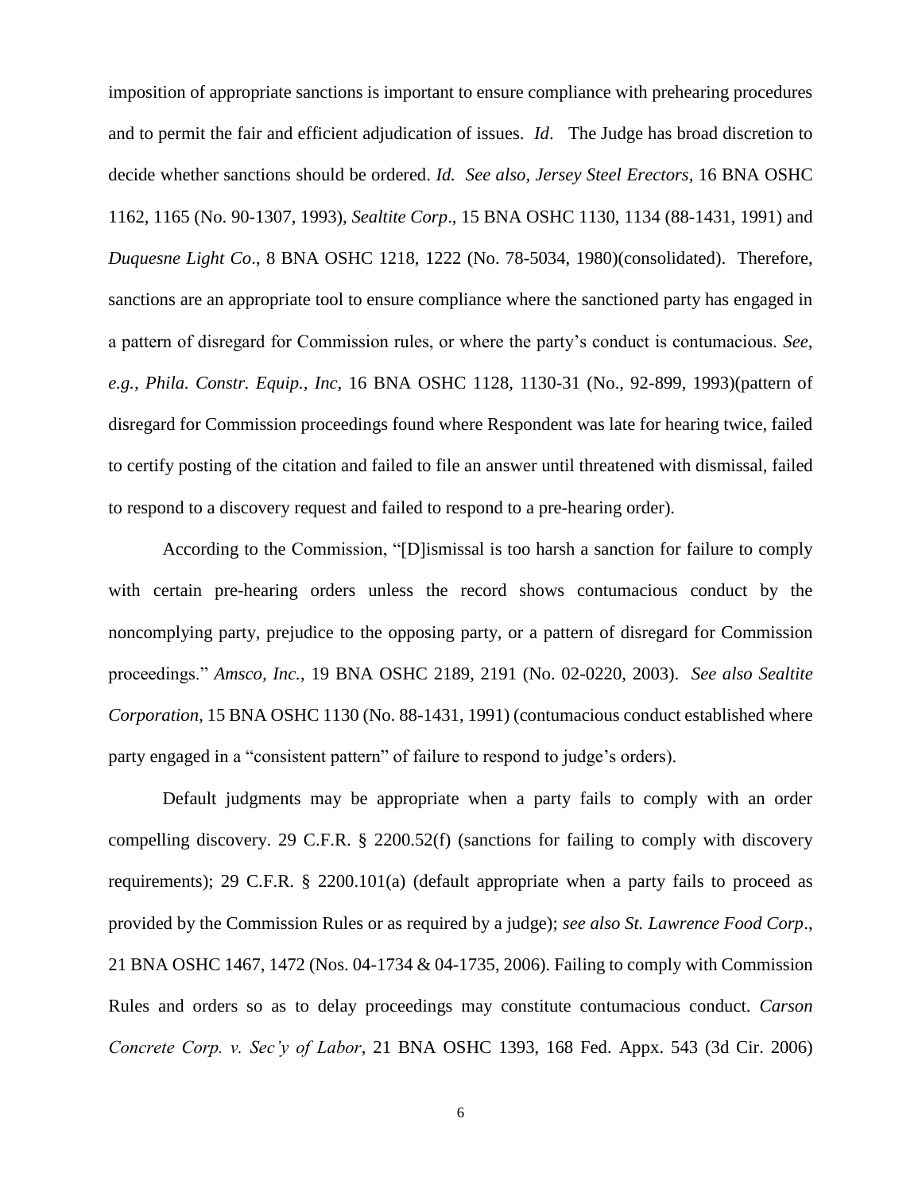imposition of appropriate sanctions is important to ensure compliance with prehearing procedures and to permit the fair and efficient adjudication of issues. *Id*. The Judge has broad discretion to decide whether sanctions should be ordered. *Id. See also, Jersey Steel Erectors*, 16 BNA OSHC 1162, 1165 (No. 90-1307, 1993), *Sealtite Corp*., 15 BNA OSHC 1130, 1134 (88-1431, 1991) and *Duquesne Light Co*., 8 BNA OSHC 1218, 1222 (No. 78-5034, 1980)(consolidated). Therefore, sanctions are an appropriate tool to ensure compliance where the sanctioned party has engaged in a pattern of disregard for Commission rules, or where the party's conduct is contumacious. *See, e.g., Phila. Constr. Equip., Inc*, 16 BNA OSHC 1128, 1130-31 (No., 92-899, 1993)(pattern of disregard for Commission proceedings found where Respondent was late for hearing twice, failed to certify posting of the citation and failed to file an answer until threatened with dismissal, failed to respond to a discovery request and failed to respond to a pre-hearing order).

According to the Commission, "[D]ismissal is too harsh a sanction for failure to comply with certain pre-hearing orders unless the record shows contumacious conduct by the noncomplying party, prejudice to the opposing party, or a pattern of disregard for Commission proceedings." *Amsco, Inc.*, 19 BNA OSHC 2189, 2191 (No. 02-0220, 2003). *See also Sealtite Corporation*, 15 BNA OSHC 1130 (No. 88-1431, 1991) (contumacious conduct established where party engaged in a "consistent pattern" of failure to respond to judge's orders).

Default judgments may be appropriate when a party fails to comply with an order compelling discovery. 29 C.F.R. § 2200.52(f) (sanctions for failing to comply with discovery requirements); 29 C.F.R. § 2200.101(a) (default appropriate when a party fails to proceed as provided by the Commission Rules or as required by a judge); *see also St. Lawrence Food Corp*., 21 BNA OSHC 1467, 1472 (Nos. 04-1734 & 04-1735, 2006). Failing to comply with Commission Rules and orders so as to delay proceedings may constitute contumacious conduct. *Carson Concrete Corp. v. Sec'y of Labor*, 21 BNA OSHC 1393, 168 Fed. Appx. 543 (3d Cir. 2006)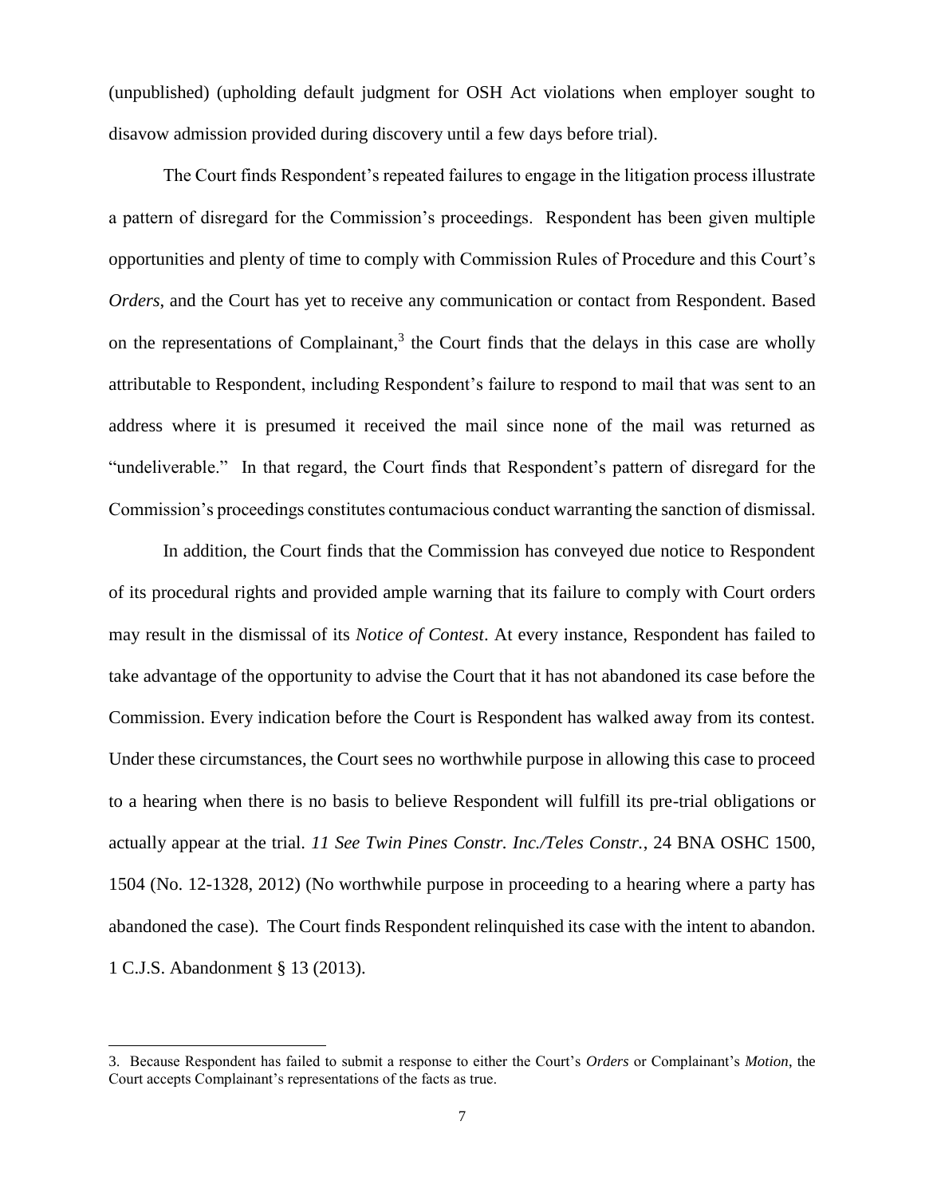(unpublished) (upholding default judgment for OSH Act violations when employer sought to disavow admission provided during discovery until a few days before trial).

The Court finds Respondent's repeated failures to engage in the litigation process illustrate a pattern of disregard for the Commission's proceedings. Respondent has been given multiple opportunities and plenty of time to comply with Commission Rules of Procedure and this Court's *Orders*, and the Court has yet to receive any communication or contact from Respondent. Based on the representations of Complainant,[3] the Court finds that the delays in this case are wholly attributable to Respondent, including Respondent's failure to respond to mail that was sent to an address where it is presumed it received the mail since none of the mail was returned as "undeliverable." In that regard, the Court finds that Respondent's pattern of disregard for the Commission's proceedings constitutes contumacious conduct warranting the sanction of dismissal.

In addition, the Court finds that the Commission has conveyed due notice to Respondent of its procedural rights and provided ample warning that its failure to comply with Court orders may result in the dismissal of its *Notice of Contest*. At every instance, Respondent has failed to take advantage of the opportunity to advise the Court that it has not abandoned its case before the Commission. Every indication before the Court is Respondent has walked away from its contest. Under these circumstances, the Court sees no worthwhile purpose in allowing this case to proceed to a hearing when there is no basis to believe Respondent will fulfill its pre-trial obligations or actually appear at the trial. *11 See Twin Pines Constr. Inc./Teles Constr.*, 24 BNA OSHC 1500, 1504 (No. 12-1328, 2012) (No worthwhile purpose in proceeding to a hearing where a party has abandoned the case). The Court finds Respondent relinquished its case with the intent to abandon. 1 C.J.S. Abandonment § 13 (2013).

---

3. Because Respondent has failed to submit a response to either the Court's *Orders* or Complainant's *Motion*, the Court accepts Complainant's representations of the facts as true.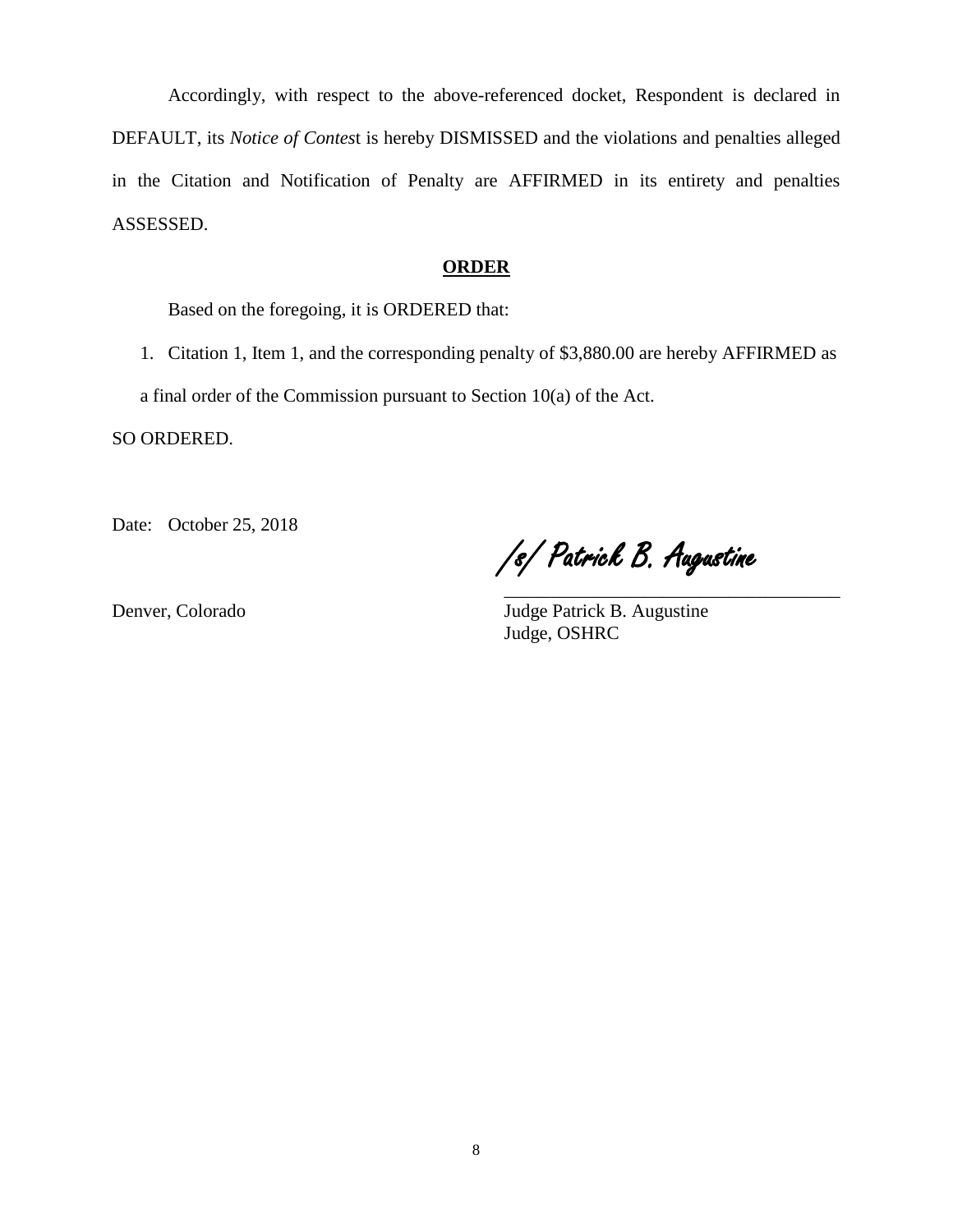Accordingly, with respect to the above-referenced docket, Respondent is declared in DEFAULT, its *Notice of Contest* is hereby DISMISSED and the violations and penalties alleged in the Citation and Notification of Penalty are AFFIRMED in its entirety and penalties ASSESSED.

**ORDER**

Based on the foregoing, it is ORDERED that:

1. Citation 1, Item 1, and the corresponding penalty of $3,880.00 are hereby AFFIRMED as a final order of the Commission pursuant to Section 10(a) of the Act.

SO ORDERED.

Date: October 25, 2018

/s/ Patrick B. Augustine

Denver, Colorado

Judge Patrick B. Augustine
Judge, OSHRC